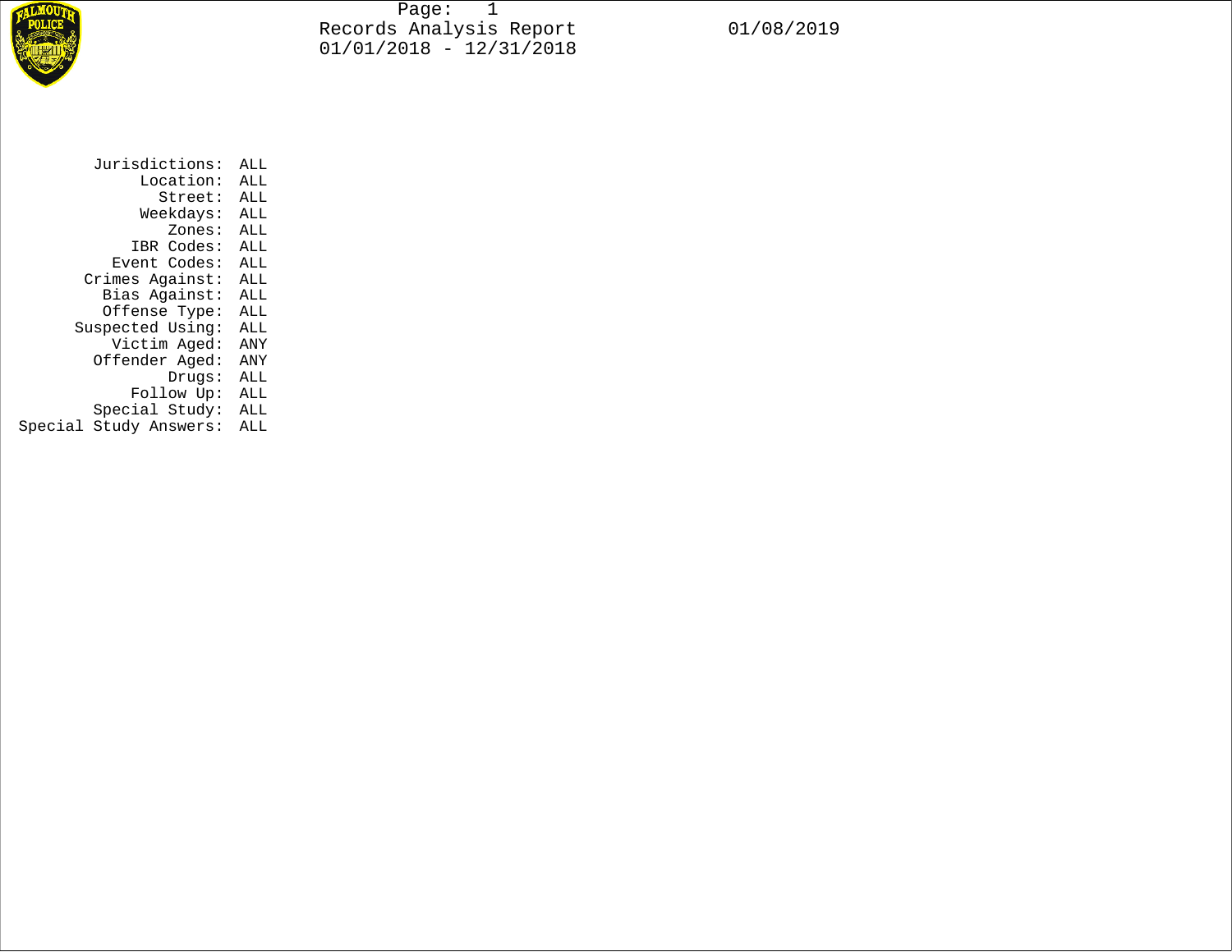Records Analysis Report

01/01/2018 - 12/31/2018

01/08/2019

| | |
|---|---|
| Jurisdictions: | ALL |
| Location: | ALL |
| Street: | ALL |
| Weekdays: | ALL |
| Zones: | ALL |
| IBR Codes: | ALL |
| Event Codes: | ALL |
| Crimes Against: | ALL |
| Bias Against: | ALL |
| Offense Type: | ALL |
| Suspected Using: | ALL |
| Victim Aged: | ANY |
| Offender Aged: | ANY |
| Drugs: | ALL |
| Follow Up: | ALL |
| Special Study: | ALL |
| Special Study Answers: | ALL |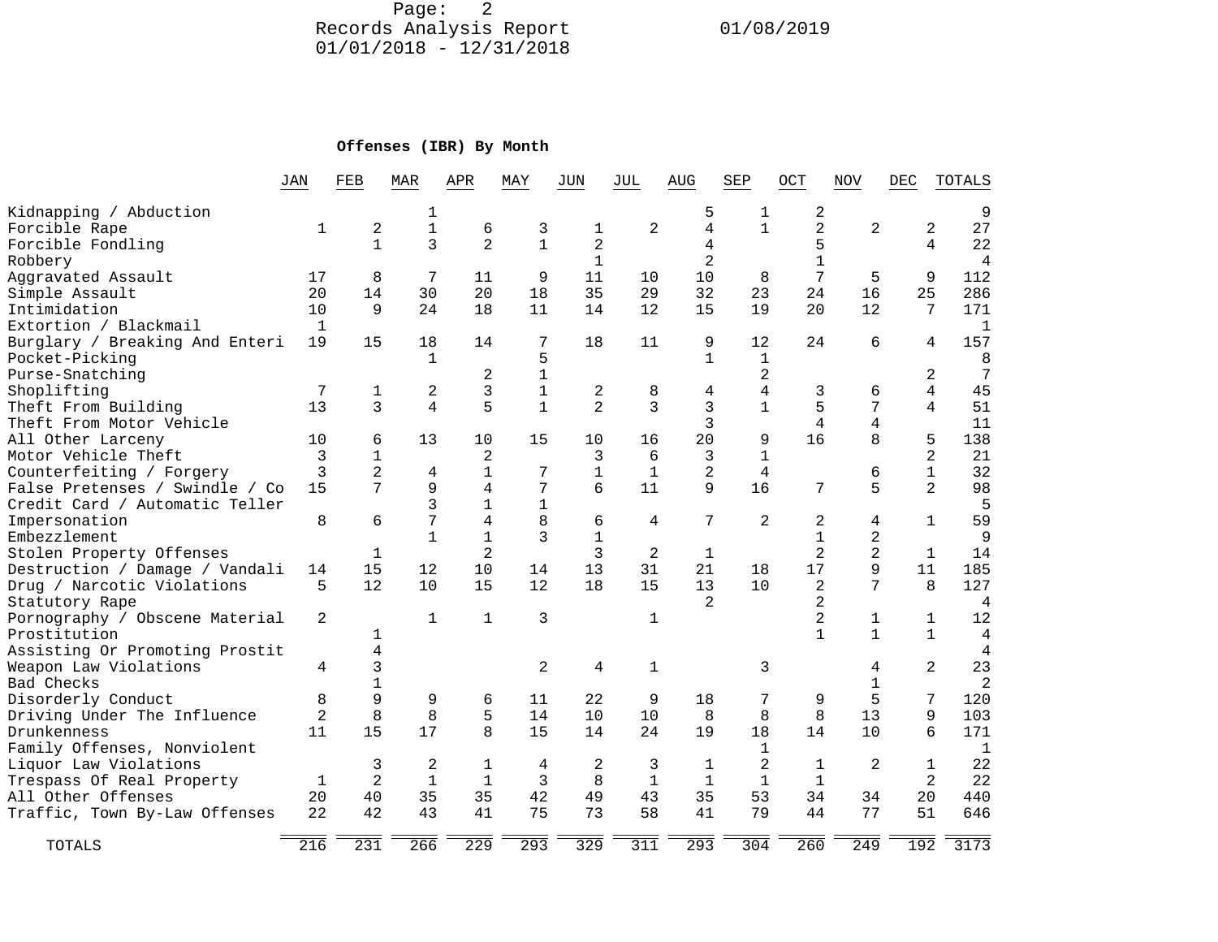Records Analysis Report
01/01/2018 - 12/31/2018

01/08/2019

**Offenses (IBR) By Month**

| | JAN | FEB | MAR | APR | MAY | JUN | JUL | AUG | SEP | OCT | NOV | DEC | TOTALS |
|---|---|---|---|---|---|---|---|---|---|---|---|---|---|
| Kidnapping / Abduction | | | 1 | | | | | 5 | 1 | 2 | | | 9 |
| Forcible Rape | 1 | 2 | 1 | 6 | 3 | 1 | 2 | 4 | 1 | 2 | 2 | 2 | 27 |
| Forcible Fondling | | 1 | 3 | 2 | 1 | 2 | | 4 | | 5 | | 4 | 22 |
| Robbery | | | | | | 1 | | 2 | | 1 | | | 4 |
| Aggravated Assault | 17 | 8 | 7 | 11 | 9 | 11 | 10 | 10 | 8 | 7 | 5 | 9 | 112 |
| Simple Assault | 20 | 14 | 30 | 20 | 18 | 35 | 29 | 32 | 23 | 24 | 16 | 25 | 286 |
| Intimidation | 10 | 9 | 24 | 18 | 11 | 14 | 12 | 15 | 19 | 20 | 12 | 7 | 171 |
| Extortion / Blackmail | 1 | | | | | | | | | | | | 1 |
| Burglary / Breaking And Enteri | 19 | 15 | 18 | 14 | 7 | 18 | 11 | 9 | 12 | 24 | 6 | 4 | 157 |
| Pocket-Picking | | | 1 | | 5 | | | 1 | 1 | | | | 8 |
| Purse-Snatching | | | | 2 | 1 | | | | 2 | | | 2 | 7 |
| Shoplifting | 7 | 1 | 2 | 3 | 1 | 2 | 8 | 4 | 4 | 3 | 6 | 4 | 45 |
| Theft From Building | 13 | 3 | 4 | 5 | 1 | 2 | 3 | 3 | 1 | 5 | 7 | 4 | 51 |
| Theft From Motor Vehicle | | | | | | | | 3 | | 4 | 4 | | 11 |
| All Other Larceny | 10 | 6 | 13 | 10 | 15 | 10 | 16 | 20 | 9 | 16 | 8 | 5 | 138 |
| Motor Vehicle Theft | 3 | 1 | | 2 | | 3 | 6 | 3 | 1 | | | 2 | 21 |
| Counterfeiting / Forgery | 3 | 2 | 4 | 1 | 7 | 1 | 1 | 2 | 4 | | 6 | 1 | 32 |
| False Pretenses / Swindle / Co | 15 | 7 | 9 | 4 | 7 | 6 | 11 | 9 | 16 | 7 | 5 | 2 | 98 |
| Credit Card / Automatic Teller | | | 3 | 1 | 1 | | | | | | | | 5 |
| Impersonation | 8 | 6 | 7 | 4 | 8 | 6 | 4 | 7 | 2 | 2 | 4 | 1 | 59 |
| Embezzlement | | | 1 | 1 | 3 | 1 | | | | 1 | 2 | | 9 |
| Stolen Property Offenses | | 1 | | 2 | | 3 | 2 | 1 | | 2 | 2 | 1 | 14 |
| Destruction / Damage / Vandali | 14 | 15 | 12 | 10 | 14 | 13 | 31 | 21 | 18 | 17 | 9 | 11 | 185 |
| Drug / Narcotic Violations | 5 | 12 | 10 | 15 | 12 | 18 | 15 | 13 | 10 | 2 | 7 | 8 | 127 |
| Statutory Rape | | | | | | | | 2 | | 2 | | | 4 |
| Pornography / Obscene Material | 2 | | 1 | 1 | 3 | | 1 | | | 2 | 1 | 1 | 12 |
| Prostitution | | 1 | | | | | | | | 1 | 1 | 1 | 4 |
| Assisting Or Promoting Prostit | | 4 | | | | | | | | | | | 4 |
| Weapon Law Violations | 4 | 3 | | | 2 | 4 | 1 | | 3 | | 4 | 2 | 23 |
| Bad Checks | | 1 | | | | | | | | | 1 | | 2 |
| Disorderly Conduct | 8 | 9 | 9 | 6 | 11 | 22 | 9 | 18 | 7 | 9 | 5 | 7 | 120 |
| Driving Under The Influence | 2 | 8 | 8 | 5 | 14 | 10 | 10 | 8 | 8 | 8 | 13 | 9 | 103 |
| Drunkenness | 11 | 15 | 17 | 8 | 15 | 14 | 24 | 19 | 18 | 14 | 10 | 6 | 171 |
| Family Offenses, Nonviolent | | | | | | | | | 1 | | | | 1 |
| Liquor Law Violations | | 3 | 2 | 1 | 4 | 2 | 3 | 1 | 2 | 1 | 2 | 1 | 22 |
| Trespass Of Real Property | 1 | 2 | 1 | 1 | 3 | 8 | 1 | 1 | 1 | 1 | | 2 | 22 |
| All Other Offenses | 20 | 40 | 35 | 35 | 42 | 49 | 43 | 35 | 53 | 34 | 34 | 20 | 440 |
| Traffic, Town By-Law Offenses | 22 | 42 | 43 | 41 | 75 | 73 | 58 | 41 | 79 | 44 | 77 | 51 | 646 |
| TOTALS | 216 | 231 | 266 | 229 | 293 | 329 | 311 | 293 | 304 | 260 | 249 | 192 | 3173 |